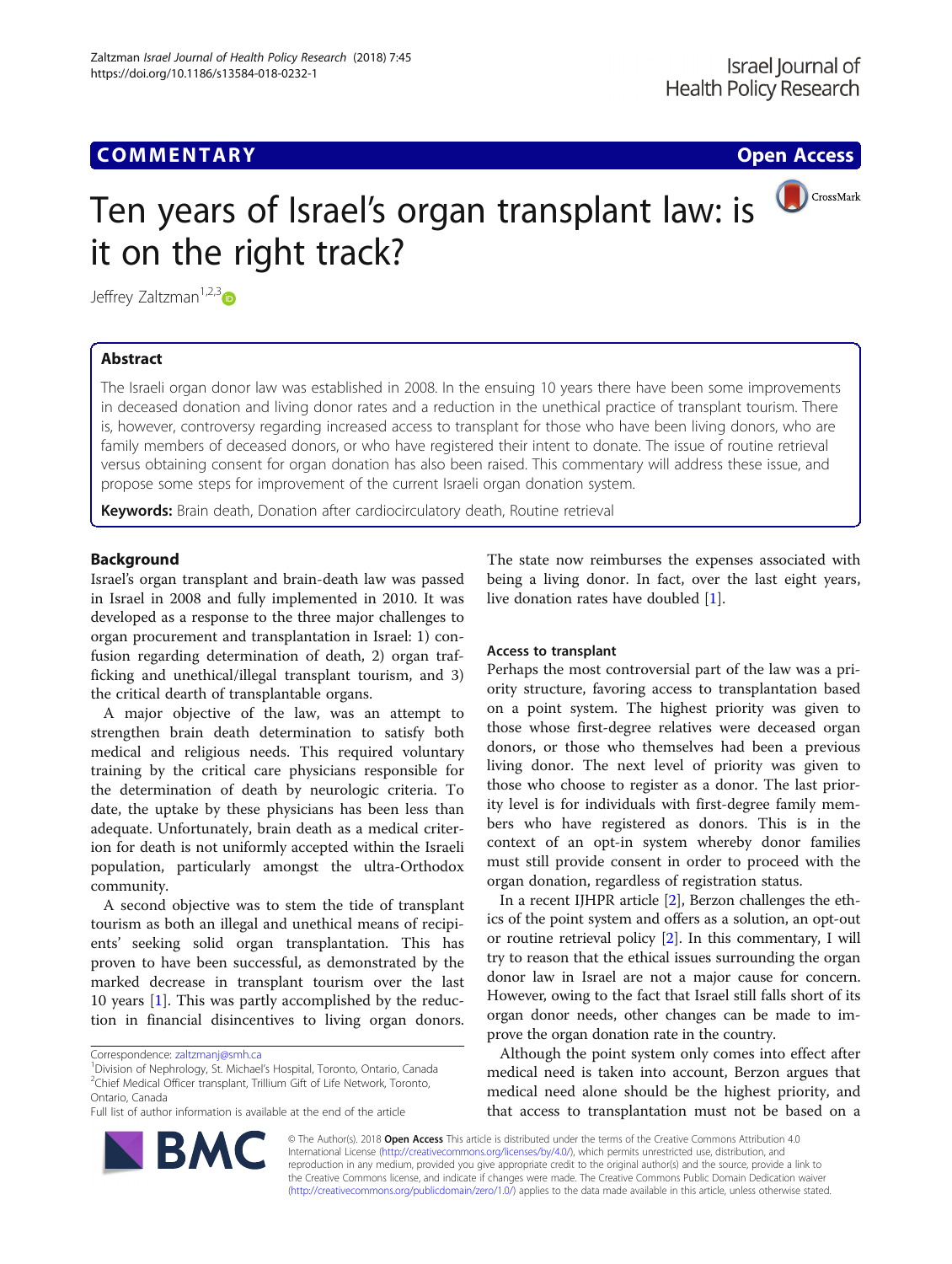**COMMENTARY** **Open Access**

# Ten years of Israel's organ transplant law: is it on the right track?

Jeffrey Zaltzman[1,2,3]

## Abstract

The Israeli organ donor law was established in 2008. In the ensuing 10 years there have been some improvements in deceased donation and living donor rates and a reduction in the unethical practice of transplant tourism. There is, however, controversy regarding increased access to transplant for those who have been living donors, who are family members of deceased donors, or who have registered their intent to donate. The issue of routine retrieval versus obtaining consent for organ donation has also been raised. This commentary will address these issue, and propose some steps for improvement of the current Israeli organ donation system.

**Keywords:** Brain death, Donation after cardiocirculatory death, Routine retrieval

## Background

Israel's organ transplant and brain-death law was passed in Israel in 2008 and fully implemented in 2010. It was developed as a response to the three major challenges to organ procurement and transplantation in Israel: 1) confusion regarding determination of death, 2) organ trafficking and unethical/illegal transplant tourism, and 3) the critical dearth of transplantable organs.

A major objective of the law, was an attempt to strengthen brain death determination to satisfy both medical and religious needs. This required voluntary training by the critical care physicians responsible for the determination of death by neurologic criteria. To date, the uptake by these physicians has been less than adequate. Unfortunately, brain death as a medical criterion for death is not uniformly accepted within the Israeli population, particularly amongst the ultra-Orthodox community.

A second objective was to stem the tide of transplant tourism as both an illegal and unethical means of recipients' seeking solid organ transplantation. This has proven to have been successful, as demonstrated by the marked decrease in transplant tourism over the last 10 years [1]. This was partly accomplished by the reduction in financial disincentives to living organ donors. The state now reimburses the expenses associated with being a living donor. In fact, over the last eight years, live donation rates have doubled [1].

### Access to transplant

Perhaps the most controversial part of the law was a priority structure, favoring access to transplantation based on a point system. The highest priority was given to those whose first-degree relatives were deceased organ donors, or those who themselves had been a previous living donor. The next level of priority was given to those who choose to register as a donor. The last priority level is for individuals with first-degree family members who have registered as donors. This is in the context of an opt-in system whereby donor families must still provide consent in order to proceed with the organ donation, regardless of registration status.

In a recent IJHPR article [2], Berzon challenges the ethics of the point system and offers as a solution, an opt-out or routine retrieval policy [2]. In this commentary, I will try to reason that the ethical issues surrounding the organ donor law in Israel are not a major cause for concern. However, owing to the fact that Israel still falls short of its organ donor needs, other changes can be made to improve the organ donation rate in the country.

Although the point system only comes into effect after medical need is taken into account, Berzon argues that medical need alone should be the highest priority, and that access to transplantation must not be based on a

Correspondence: zaltzmanj@smh.ca
[1]Division of Nephrology, St. Michael's Hospital, Toronto, Ontario, Canada
[2]Chief Medical Officer transplant, Trillium Gift of Life Network, Toronto, Ontario, Canada
Full list of author information is available at the end of the article

© The Author(s). 2018 **Open Access** This article is distributed under the terms of the Creative Commons Attribution 4.0 International License (http://creativecommons.org/licenses/by/4.0/), which permits unrestricted use, distribution, and reproduction in any medium, provided you give appropriate credit to the original author(s) and the source, provide a link to the Creative Commons license, and indicate if changes were made. The Creative Commons Public Domain Dedication waiver (http://creativecommons.org/publicdomain/zero/1.0/) applies to the data made available in this article, unless otherwise stated.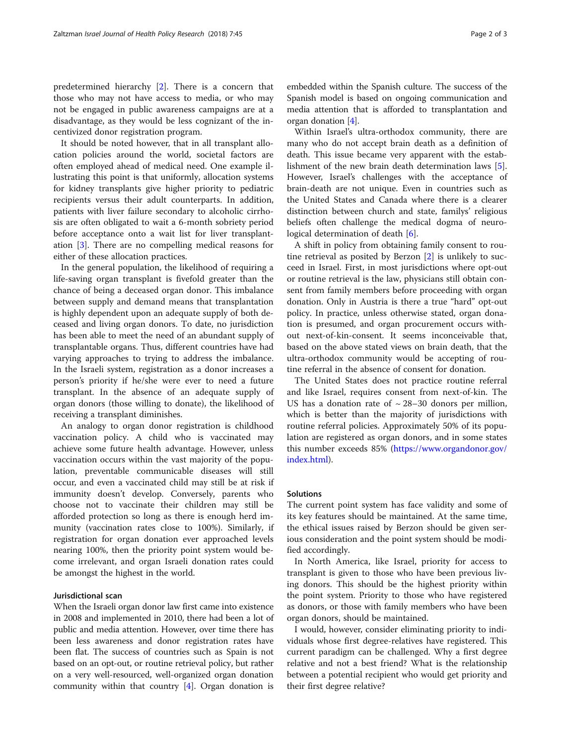predetermined hierarchy [2]. There is a concern that those who may not have access to media, or who may not be engaged in public awareness campaigns are at a disadvantage, as they would be less cognizant of the incentivized donor registration program.

It should be noted however, that in all transplant allocation policies around the world, societal factors are often employed ahead of medical need. One example illustrating this point is that uniformly, allocation systems for kidney transplants give higher priority to pediatric recipients versus their adult counterparts. In addition, patients with liver failure secondary to alcoholic cirrhosis are often obligated to wait a 6-month sobriety period before acceptance onto a wait list for liver transplantation [3]. There are no compelling medical reasons for either of these allocation practices.

In the general population, the likelihood of requiring a life-saving organ transplant is fivefold greater than the chance of being a deceased organ donor. This imbalance between supply and demand means that transplantation is highly dependent upon an adequate supply of both deceased and living organ donors. To date, no jurisdiction has been able to meet the need of an abundant supply of transplantable organs. Thus, different countries have had varying approaches to trying to address the imbalance. In the Israeli system, registration as a donor increases a person's priority if he/she were ever to need a future transplant. In the absence of an adequate supply of organ donors (those willing to donate), the likelihood of receiving a transplant diminishes.

An analogy to organ donor registration is childhood vaccination policy. A child who is vaccinated may achieve some future health advantage. However, unless vaccination occurs within the vast majority of the population, preventable communicable diseases will still occur, and even a vaccinated child may still be at risk if immunity doesn't develop. Conversely, parents who choose not to vaccinate their children may still be afforded protection so long as there is enough herd immunity (vaccination rates close to 100%). Similarly, if registration for organ donation ever approached levels nearing 100%, then the priority point system would become irrelevant, and organ Israeli donation rates could be amongst the highest in the world.

## Jurisdictional scan

When the Israeli organ donor law first came into existence in 2008 and implemented in 2010, there had been a lot of public and media attention. However, over time there has been less awareness and donor registration rates have been flat. The success of countries such as Spain is not based on an opt-out, or routine retrieval policy, but rather on a very well-resourced, well-organized organ donation community within that country [4]. Organ donation is embedded within the Spanish culture. The success of the Spanish model is based on ongoing communication and media attention that is afforded to transplantation and organ donation [4].

Within Israel's ultra-orthodox community, there are many who do not accept brain death as a definition of death. This issue became very apparent with the establishment of the new brain death determination laws [5]. However, Israel's challenges with the acceptance of brain-death are not unique. Even in countries such as the United States and Canada where there is a clearer distinction between church and state, familys' religious beliefs often challenge the medical dogma of neurological determination of death [6].

A shift in policy from obtaining family consent to routine retrieval as posited by Berzon [2] is unlikely to succeed in Israel. First, in most jurisdictions where opt-out or routine retrieval is the law, physicians still obtain consent from family members before proceeding with organ donation. Only in Austria is there a true "hard" opt-out policy. In practice, unless otherwise stated, organ donation is presumed, and organ procurement occurs without next-of-kin-consent. It seems inconceivable that, based on the above stated views on brain death, that the ultra-orthodox community would be accepting of routine referral in the absence of consent for donation.

The United States does not practice routine referral and like Israel, requires consent from next-of-kin. The US has a donation rate of ~ 28–30 donors per million, which is better than the majority of jurisdictions with routine referral policies. Approximately 50% of its population are registered as organ donors, and in some states this number exceeds 85% (https://www.organdonor.gov/index.html).

## Solutions

The current point system has face validity and some of its key features should be maintained. At the same time, the ethical issues raised by Berzon should be given serious consideration and the point system should be modified accordingly.

In North America, like Israel, priority for access to transplant is given to those who have been previous living donors. This should be the highest priority within the point system. Priority to those who have registered as donors, or those with family members who have been organ donors, should be maintained.

I would, however, consider eliminating priority to individuals whose first degree-relatives have registered. This current paradigm can be challenged. Why a first degree relative and not a best friend? What is the relationship between a potential recipient who would get priority and their first degree relative?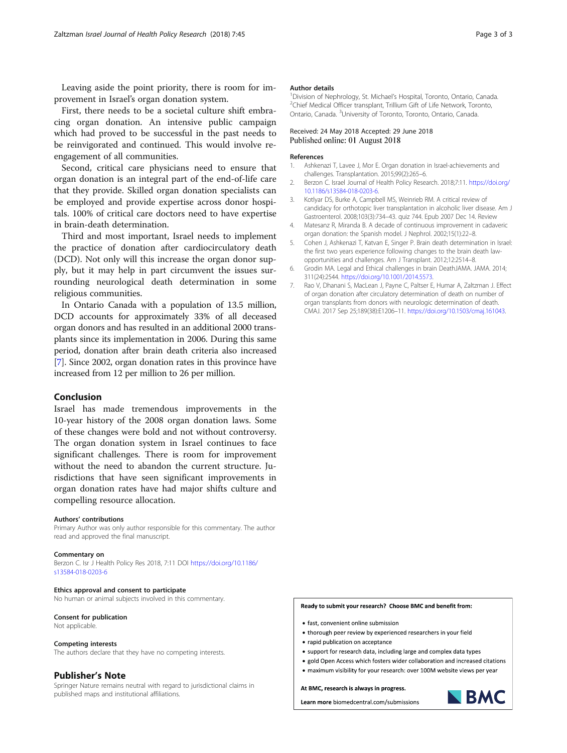Leaving aside the point priority, there is room for improvement in Israel's organ donation system.

First, there needs to be a societal culture shift embracing organ donation. An intensive public campaign which had proved to be successful in the past needs to be reinvigorated and continued. This would involve re-engagement of all communities.

Second, critical care physicians need to ensure that organ donation is an integral part of the end-of-life care that they provide. Skilled organ donation specialists can be employed and provide expertise across donor hospitals. 100% of critical care doctors need to have expertise in brain-death determination.

Third and most important, Israel needs to implement the practice of donation after cardiocirculatory death (DCD). Not only will this increase the organ donor supply, but it may help in part circumvent the issues surrounding neurological death determination in some religious communities.

In Ontario Canada with a population of 13.5 million, DCD accounts for approximately 33% of all deceased organ donors and has resulted in an additional 2000 transplants since its implementation in 2006. During this same period, donation after brain death criteria also increased [7]. Since 2002, organ donation rates in this province have increased from 12 per million to 26 per million.

## Conclusion

Israel has made tremendous improvements in the 10-year history of the 2008 organ donation laws. Some of these changes were bold and not without controversy. The organ donation system in Israel continues to face significant challenges. There is room for improvement without the need to abandon the current structure. Jurisdictions that have seen significant improvements in organ donation rates have had major shifts culture and compelling resource allocation.

### Authors' contributions

Primary Author was only author responsible for this commentary. The author read and approved the final manuscript.

### Commentary on

Berzon C. Isr J Health Policy Res 2018, 7:11 DOI https://doi.org/10.1186/s13584-018-0203-6

### Ethics approval and consent to participate

No human or animal subjects involved in this commentary.

### Consent for publication

Not applicable.

### Competing interests

The authors declare that they have no competing interests.

## Publisher's Note

Springer Nature remains neutral with regard to jurisdictional claims in published maps and institutional affiliations.

### Author details

[1]Division of Nephrology, St. Michael's Hospital, Toronto, Ontario, Canada. [2]Chief Medical Officer transplant, Trillium Gift of Life Network, Toronto, Ontario, Canada. [3]University of Toronto, Toronto, Ontario, Canada.

Received: 24 May 2018 Accepted: 29 June 2018
Published online: 01 August 2018

### References

1. Ashkenazi T, Lavee J, Mor E. Organ donation in Israel-achievements and challenges. Transplantation. 2015;99(2):265–6.
2. Berzon C. Israel Journal of Health Policy Research. 2018;7:11. https://doi.org/10.1186/s13584-018-0203-6.
3. Kotlyar DS, Burke A, Campbell MS, Weinrieb RM. A critical review of candidacy for orthotopic liver transplantation in alcoholic liver disease. Am J Gastroenterol. 2008;103(3):734–43. quiz 744. Epub 2007 Dec 14. Review
4. Matesanz R, Miranda B. A decade of continuous improvement in cadaveric organ donation: the Spanish model. J Nephrol. 2002;15(1):22–8.
5. Cohen J, Ashkenazi T, Katvan E, Singer P. Brain death determination in Israel: the first two years experience following changes to the brain death law-opportunities and challenges. Am J Transplant. 2012;12:2514–8.
6. Grodin MA. Legal and Ethical challenges in brain DeathJAMA. JAMA. 2014; 311(24):2544. https://doi.org/10.1001/2014.5573.
7. Rao V, Dhanani S, MacLean J, Payne C, Paltser E, Humar A, Zaltzman J. Effect of organ donation after circulatory determination of death on number of organ transplants from donors with neurologic determination of death. CMAJ. 2017 Sep 25;189(38):E1206–11. https://doi.org/10.1503/cmaj.161043.

Ready to submit your research? Choose BMC and benefit from:

- fast, convenient online submission
- thorough peer review by experienced researchers in your field
- rapid publication on acceptance
- support for research data, including large and complex data types
- gold Open Access which fosters wider collaboration and increased citations
- maximum visibility for your research: over 100M website views per year

At BMC, research is always in progress.

Learn more biomedcentral.com/submissions